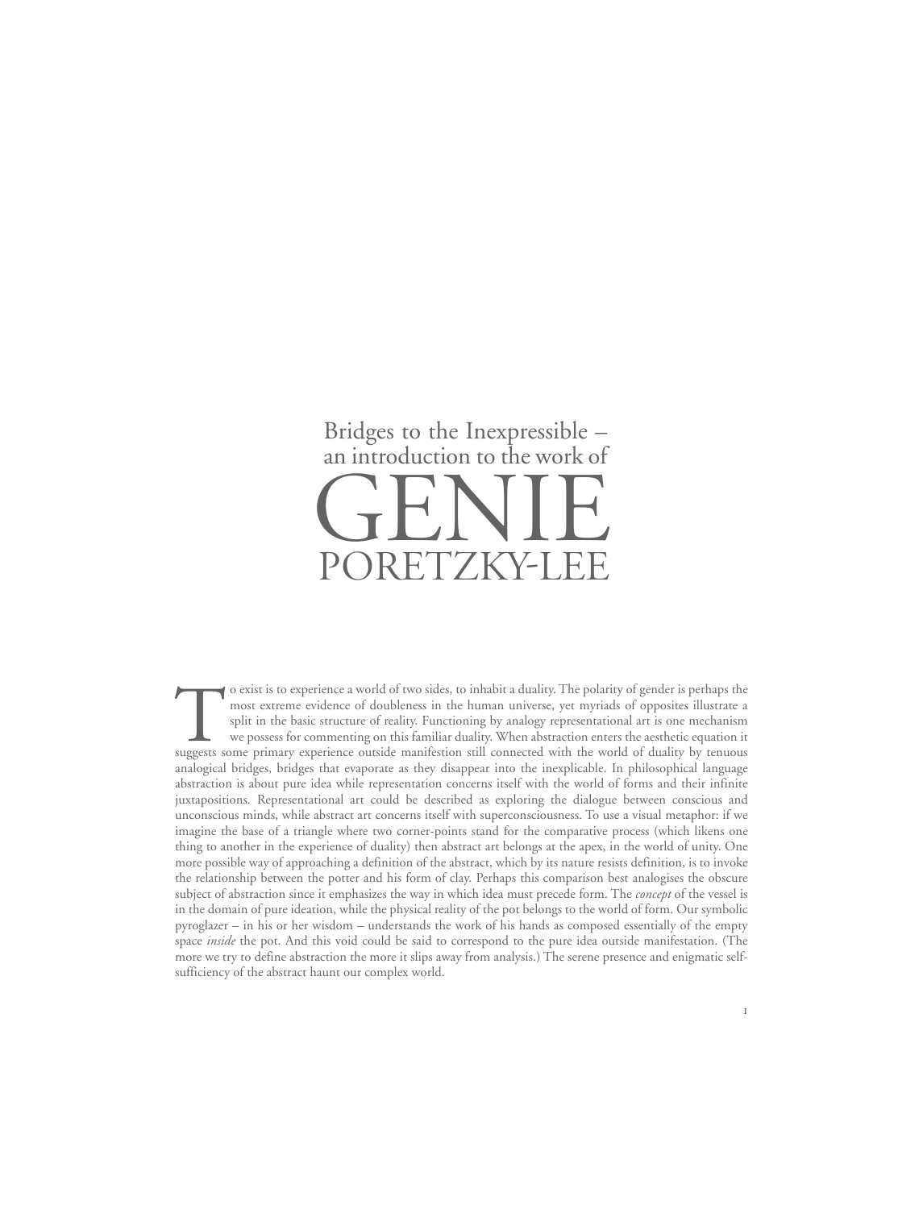# Bridges to the Inexpressible – an introduction to the work of GENIE PORETZKY-LEE

To exist is to experience a world of two sides, to inhabit a duality. The polarity of gender is perhaps the most extreme evidence of doubleness in the human universe, yet myriads of opposites illustrate a split in the basic structure of reality. Functioning by analogy representational art is one mechanism we possess for commenting on this familiar duality. When abstraction enters the aesthetic equation it suggests some primary experience outside manifestion still connected with the world of duality by tenuous analogical bridges, bridges that evaporate as they disappear into the inexplicable. In philosophical language abstraction is about pure idea while representation concerns itself with the world of forms and their infinite juxtapositions. Representational art could be described as exploring the dialogue between conscious and unconscious minds, while abstract art concerns itself with superconsciousness. To use a visual metaphor: if we imagine the base of a triangle where two corner-points stand for the comparative process (which likens one thing to another in the experience of duality) then abstract art belongs at the apex, in the world of unity. One more possible way of approaching a definition of the abstract, which by its nature resists definition, is to invoke the relationship between the potter and his form of clay. Perhaps this comparison best analogises the obscure subject of abstraction since it emphasizes the way in which idea must precede form. The *concept* of the vessel is in the domain of pure ideation, while the physical reality of the pot belongs to the world of form. Our symbolic pyroglazer – in his or her wisdom – understands the work of his hands as composed essentially of the empty space *inside* the pot. And this void could be said to correspond to the pure idea outside manifestation. (The more we try to define abstraction the more it slips away from analysis.) The serene presence and enigmatic self-sufficiency of the abstract haunt our complex world.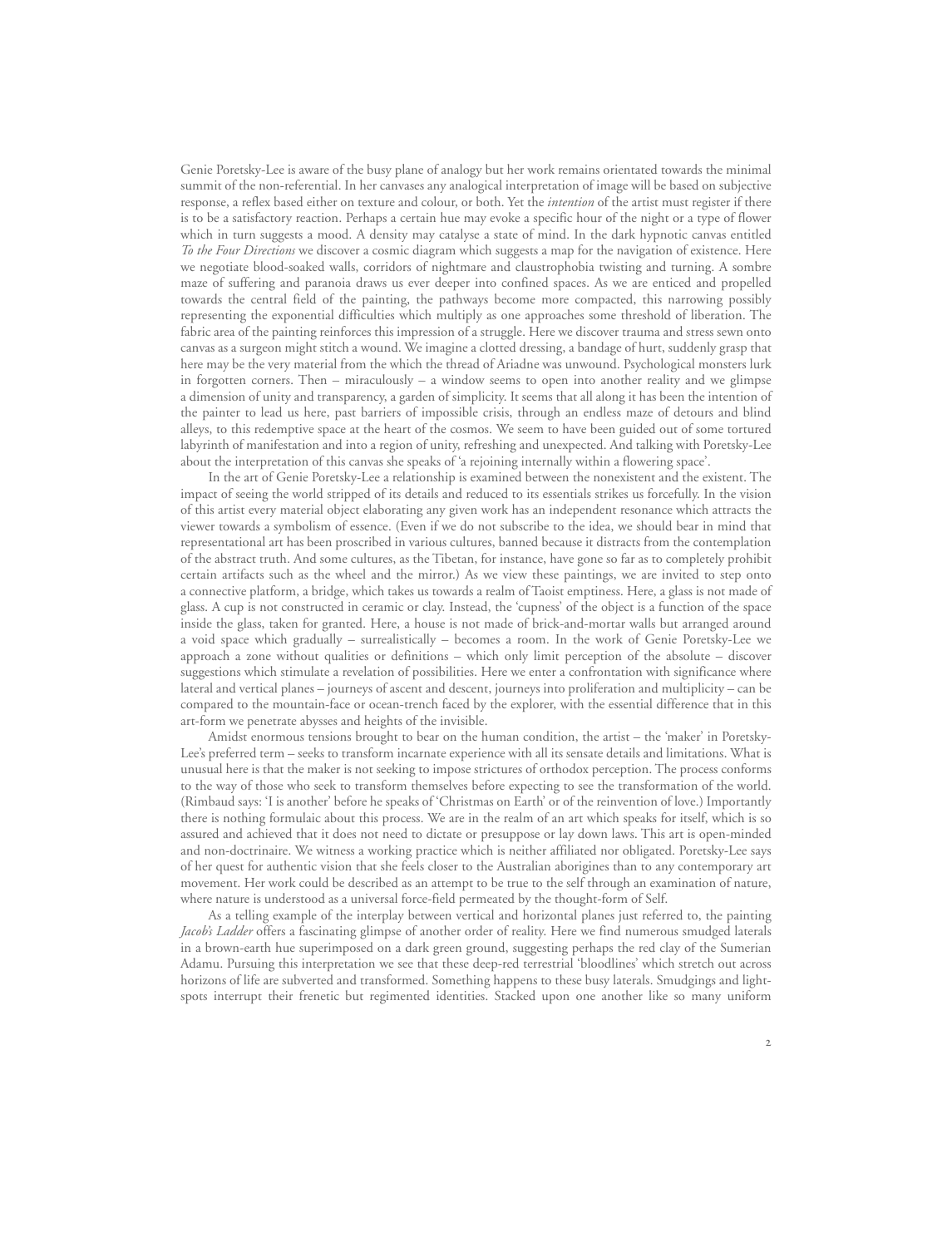Genie Poretsky-Lee is aware of the busy plane of analogy but her work remains orientated towards the minimal summit of the non-referential. In her canvases any analogical interpretation of image will be based on subjective response, a reflex based either on texture and colour, or both. Yet the *intention* of the artist must register if there is to be a satisfactory reaction. Perhaps a certain hue may evoke a specific hour of the night or a type of flower which in turn suggests a mood. A density may catalyse a state of mind. In the dark hypnotic canvas entitled *To the Four Directions* we discover a cosmic diagram which suggests a map for the navigation of existence. Here we negotiate blood-soaked walls, corridors of nightmare and claustrophobia twisting and turning. A sombre maze of suffering and paranoia draws us ever deeper into confined spaces. As we are enticed and propelled towards the central field of the painting, the pathways become more compacted, this narrowing possibly representing the exponential difficulties which multiply as one approaches some threshold of liberation. The fabric area of the painting reinforces this impression of a struggle. Here we discover trauma and stress sewn onto canvas as a surgeon might stitch a wound. We imagine a clotted dressing, a bandage of hurt, suddenly grasp that here may be the very material from the which the thread of Ariadne was unwound. Psychological monsters lurk in forgotten corners. Then – miraculously – a window seems to open into another reality and we glimpse a dimension of unity and transparency, a garden of simplicity. It seems that all along it has been the intention of the painter to lead us here, past barriers of impossible crisis, through an endless maze of detours and blind alleys, to this redemptive space at the heart of the cosmos. We seem to have been guided out of some tortured labyrinth of manifestation and into a region of unity, refreshing and unexpected. And talking with Poretsky-Lee about the interpretation of this canvas she speaks of 'a rejoining internally within a flowering space'.

In the art of Genie Poretsky-Lee a relationship is examined between the nonexistent and the existent. The impact of seeing the world stripped of its details and reduced to its essentials strikes us forcefully. In the vision of this artist every material object elaborating any given work has an independent resonance which attracts the viewer towards a symbolism of essence. (Even if we do not subscribe to the idea, we should bear in mind that representational art has been proscribed in various cultures, banned because it distracts from the contemplation of the abstract truth. And some cultures, as the Tibetan, for instance, have gone so far as to completely prohibit certain artifacts such as the wheel and the mirror.) As we view these paintings, we are invited to step onto a connective platform, a bridge, which takes us towards a realm of Taoist emptiness. Here, a glass is not made of glass. A cup is not constructed in ceramic or clay. Instead, the 'cupness' of the object is a function of the space inside the glass, taken for granted. Here, a house is not made of brick-and-mortar walls but arranged around a void space which gradually – surrealistically – becomes a room. In the work of Genie Poretsky-Lee we approach a zone without qualities or definitions – which only limit perception of the absolute – discover suggestions which stimulate a revelation of possibilities. Here we enter a confrontation with significance where lateral and vertical planes – journeys of ascent and descent, journeys into proliferation and multiplicity – can be compared to the mountain-face or ocean-trench faced by the explorer, with the essential difference that in this art-form we penetrate abysses and heights of the invisible.

Amidst enormous tensions brought to bear on the human condition, the artist – the 'maker' in Poretsky-Lee's preferred term – seeks to transform incarnate experience with all its sensate details and limitations. What is unusual here is that the maker is not seeking to impose strictures of orthodox perception. The process conforms to the way of those who seek to transform themselves before expecting to see the transformation of the world. (Rimbaud says: 'I is another' before he speaks of 'Christmas on Earth' or of the reinvention of love.) Importantly there is nothing formulaic about this process. We are in the realm of an art which speaks for itself, which is so assured and achieved that it does not need to dictate or presuppose or lay down laws. This art is open-minded and non-doctrinaire. We witness a working practice which is neither affiliated nor obligated. Poretsky-Lee says of her quest for authentic vision that she feels closer to the Australian aborigines than to any contemporary art movement. Her work could be described as an attempt to be true to the self through an examination of nature, where nature is understood as a universal force-field permeated by the thought-form of Self.

As a telling example of the interplay between vertical and horizontal planes just referred to, the painting *Jacob's Ladder* offers a fascinating glimpse of another order of reality. Here we find numerous smudged laterals in a brown-earth hue superimposed on a dark green ground, suggesting perhaps the red clay of the Sumerian Adamu. Pursuing this interpretation we see that these deep-red terrestrial 'bloodlines' which stretch out across horizons of life are subverted and transformed. Something happens to these busy laterals. Smudgings and light-spots interrupt their frenetic but regimented identities. Stacked upon one another like so many uniform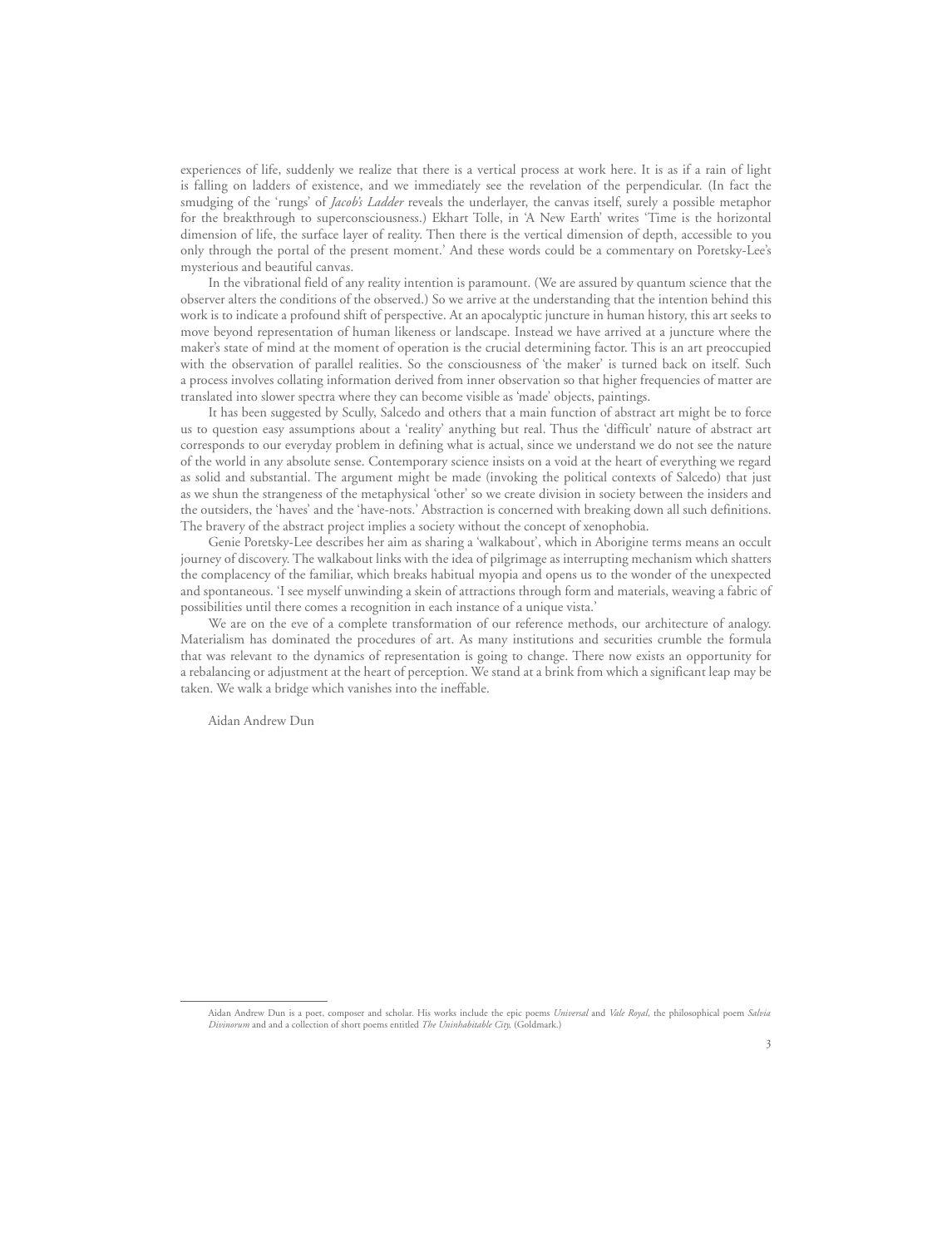experiences of life, suddenly we realize that there is a vertical process at work here. It is as if a rain of light is falling on ladders of existence, and we immediately see the revelation of the perpendicular. (In fact the smudging of the 'rungs' of *Jacob's Ladder* reveals the underlayer, the canvas itself, surely a possible metaphor for the breakthrough to superconsciousness.) Ekhart Tolle, in 'A New Earth' writes 'Time is the horizontal dimension of life, the surface layer of reality. Then there is the vertical dimension of depth, accessible to you only through the portal of the present moment.' And these words could be a commentary on Poretsky-Lee's mysterious and beautiful canvas.

In the vibrational field of any reality intention is paramount. (We are assured by quantum science that the observer alters the conditions of the observed.) So we arrive at the understanding that the intention behind this work is to indicate a profound shift of perspective. At an apocalyptic juncture in human history, this art seeks to move beyond representation of human likeness or landscape. Instead we have arrived at a juncture where the maker's state of mind at the moment of operation is the crucial determining factor. This is an art preoccupied with the observation of parallel realities. So the consciousness of 'the maker' is turned back on itself. Such a process involves collating information derived from inner observation so that higher frequencies of matter are translated into slower spectra where they can become visible as 'made' objects, paintings.

It has been suggested by Scully, Salcedo and others that a main function of abstract art might be to force us to question easy assumptions about a 'reality' anything but real. Thus the 'difficult' nature of abstract art corresponds to our everyday problem in defining what is actual, since we understand we do not see the nature of the world in any absolute sense. Contemporary science insists on a void at the heart of everything we regard as solid and substantial. The argument might be made (invoking the political contexts of Salcedo) that just as we shun the strangeness of the metaphysical 'other' so we create division in society between the insiders and the outsiders, the 'haves' and the 'have-nots.' Abstraction is concerned with breaking down all such definitions. The bravery of the abstract project implies a society without the concept of xenophobia.

Genie Poretsky-Lee describes her aim as sharing a 'walkabout', which in Aborigine terms means an occult journey of discovery. The walkabout links with the idea of pilgrimage as interrupting mechanism which shatters the complacency of the familiar, which breaks habitual myopia and opens us to the wonder of the unexpected and spontaneous. 'I see myself unwinding a skein of attractions through form and materials, weaving a fabric of possibilities until there comes a recognition in each instance of a unique vista.'

We are on the eve of a complete transformation of our reference methods, our architecture of analogy. Materialism has dominated the procedures of art. As many institutions and securities crumble the formula that was relevant to the dynamics of representation is going to change. There now exists an opportunity for a rebalancing or adjustment at the heart of perception. We stand at a brink from which a significant leap may be taken. We walk a bridge which vanishes into the ineffable.

Aidan Andrew Dun

---

Aidan Andrew Dun is a poet, composer and scholar. His works include the epic poems *Universal* and *Vale Royal*, the philosophical poem *Salvia Divinorum* and and a collection of short poems entitled *The Uninhabitable City*, (Goldmark.)